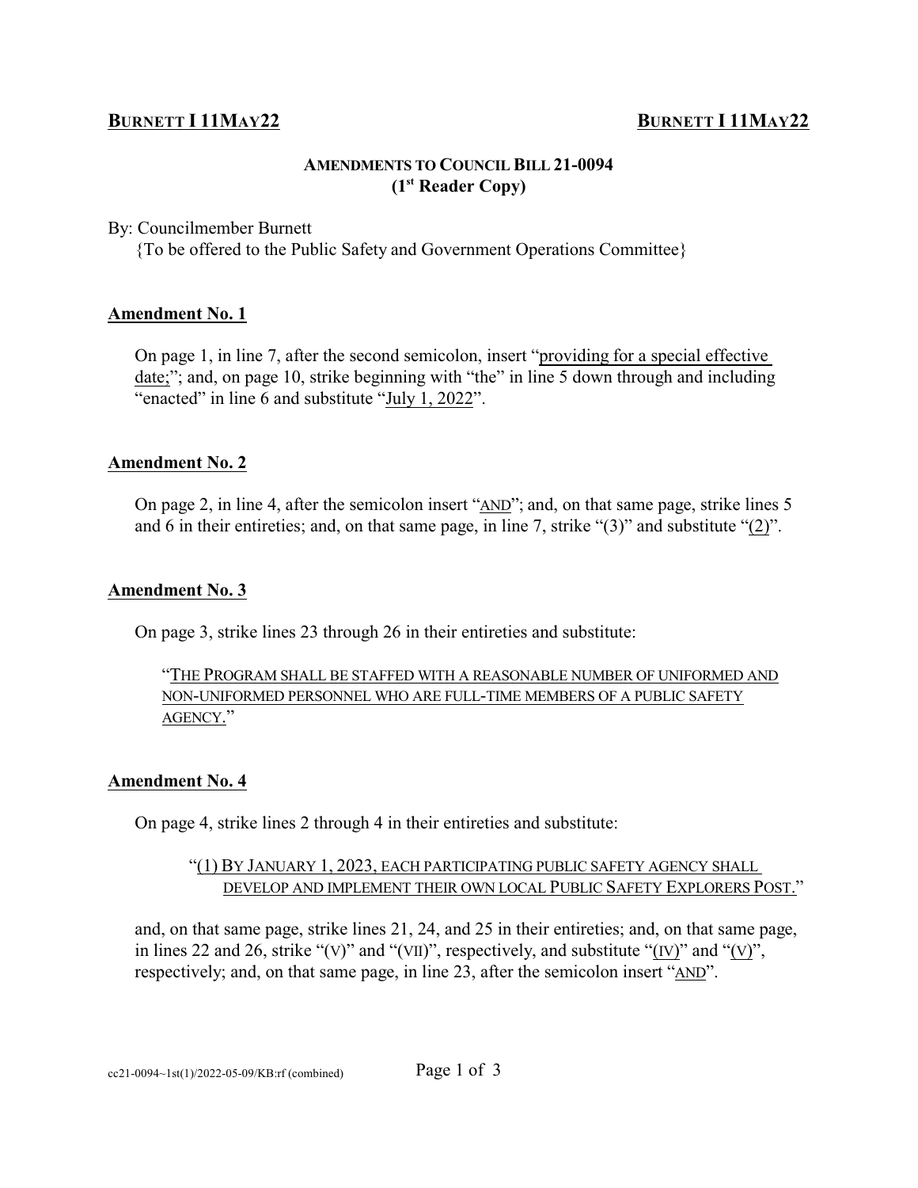**BURNETT I 11MAY22** **BURNETT I 11MAY22**

**AMENDMENTS TO COUNCIL BILL 21-0094**
**(1st Reader Copy)**

By: Councilmember Burnett
{To be offered to the Public Safety and Government Operations Committee}

**Amendment No. 1**

On page 1, in line 7, after the second semicolon, insert "providing for a special effective date;"; and, on page 10, strike beginning with "the" in line 5 down through and including "enacted" in line 6 and substitute "July 1, 2022".

**Amendment No. 2**

On page 2, in line 4, after the semicolon insert "AND"; and, on that same page, strike lines 5 and 6 in their entireties; and, on that same page, in line 7, strike "(3)" and substitute "(2)".

**Amendment No. 3**

On page 3, strike lines 23 through 26 in their entireties and substitute:

"THE PROGRAM SHALL BE STAFFED WITH A REASONABLE NUMBER OF UNIFORMED AND NON-UNIFORMED PERSONNEL WHO ARE FULL-TIME MEMBERS OF A PUBLIC SAFETY AGENCY."

**Amendment No. 4**

On page 4, strike lines 2 through 4 in their entireties and substitute:

"(1) BY JANUARY 1, 2023, EACH PARTICIPATING PUBLIC SAFETY AGENCY SHALL DEVELOP AND IMPLEMENT THEIR OWN LOCAL PUBLIC SAFETY EXPLORERS POST."

and, on that same page, strike lines 21, 24, and 25 in their entireties; and, on that same page, in lines 22 and 26, strike "(V)" and "(VII)", respectively, and substitute "(IV)" and "(V)", respectively; and, on that same page, in line 23, after the semicolon insert "AND".

cc21-0094~1st(1)/2022-05-09/KB:rf (combined)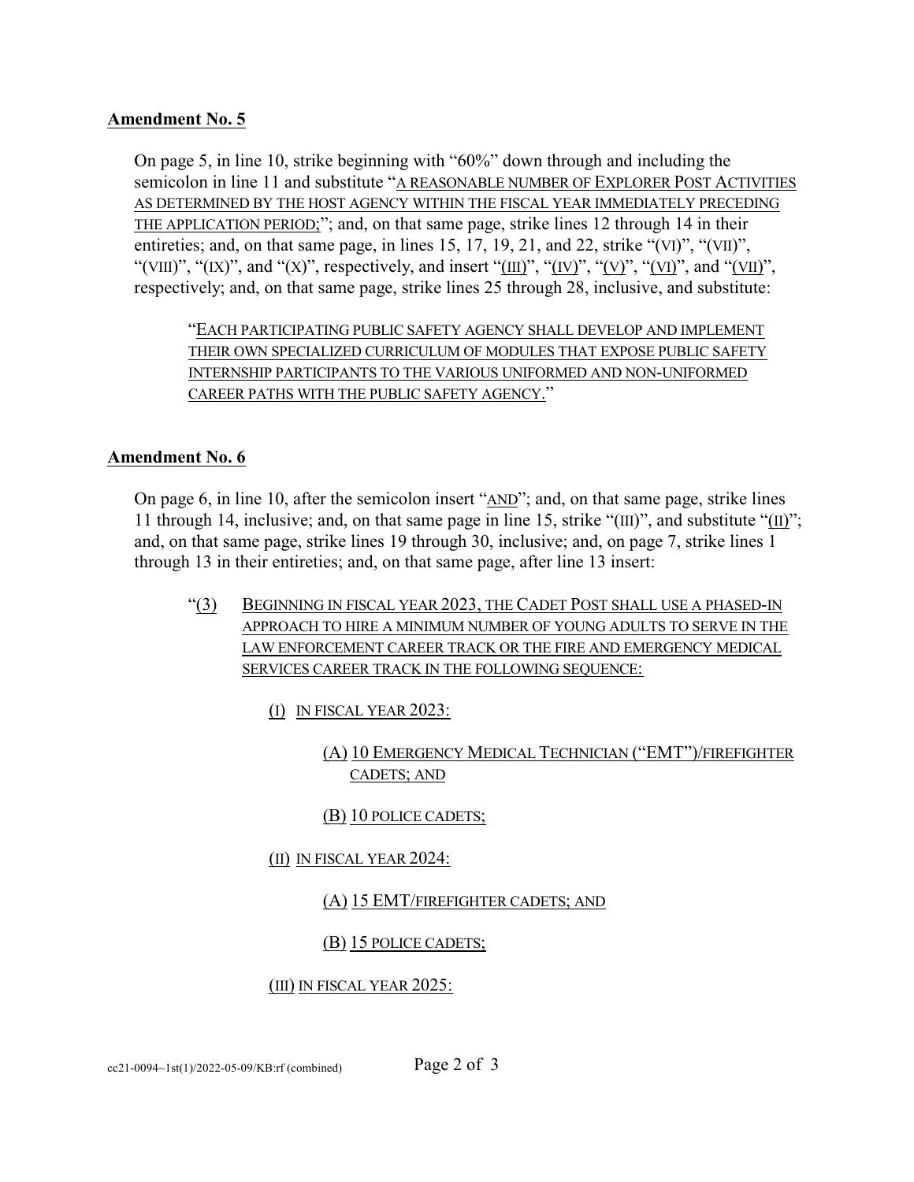**Amendment No. 5**

On page 5, in line 10, strike beginning with "60%" down through and including the semicolon in line 11 and substitute "A REASONABLE NUMBER OF EXPLORER POST ACTIVITIES AS DETERMINED BY THE HOST AGENCY WITHIN THE FISCAL YEAR IMMEDIATELY PRECEDING THE APPLICATION PERIOD;"; and, on that same page, strike lines 12 through 14 in their entireties; and, on that same page, in lines 15, 17, 19, 21, and 22, strike "(VI)", "(VII)", "(VIII)", "(IX)", and "(X)", respectively, and insert "(III)", "(IV)", "(V)", "(VI)", and "(VII)", respectively; and, on that same page, strike lines 25 through 28, inclusive, and substitute:

> "EACH PARTICIPATING PUBLIC SAFETY AGENCY SHALL DEVELOP AND IMPLEMENT THEIR OWN SPECIALIZED CURRICULUM OF MODULES THAT EXPOSE PUBLIC SAFETY INTERNSHIP PARTICIPANTS TO THE VARIOUS UNIFORMED AND NON-UNIFORMED CAREER PATHS WITH THE PUBLIC SAFETY AGENCY."

**Amendment No. 6**

On page 6, in line 10, after the semicolon insert "AND"; and, on that same page, strike lines 11 through 14, inclusive; and, on that same page in line 15, strike "(III)", and substitute "(II)"; and, on that same page, strike lines 19 through 30, inclusive; and, on page 7, strike lines 1 through 13 in their entireties; and, on that same page, after line 13 insert:

> "(3) BEGINNING IN FISCAL YEAR 2023, THE CADET POST SHALL USE A PHASED-IN APPROACH TO HIRE A MINIMUM NUMBER OF YOUNG ADULTS TO SERVE IN THE LAW ENFORCEMENT CAREER TRACK OR THE FIRE AND EMERGENCY MEDICAL SERVICES CAREER TRACK IN THE FOLLOWING SEQUENCE:
>
> (I) IN FISCAL YEAR 2023:
>
> (A) 10 EMERGENCY MEDICAL TECHNICIAN ("EMT")/FIREFIGHTER CADETS; AND
>
> (B) 10 POLICE CADETS;
>
> (II) IN FISCAL YEAR 2024:
>
> (A) 15 EMT/FIREFIGHTER CADETS; AND
>
> (B) 15 POLICE CADETS;
>
> (III) IN FISCAL YEAR 2025: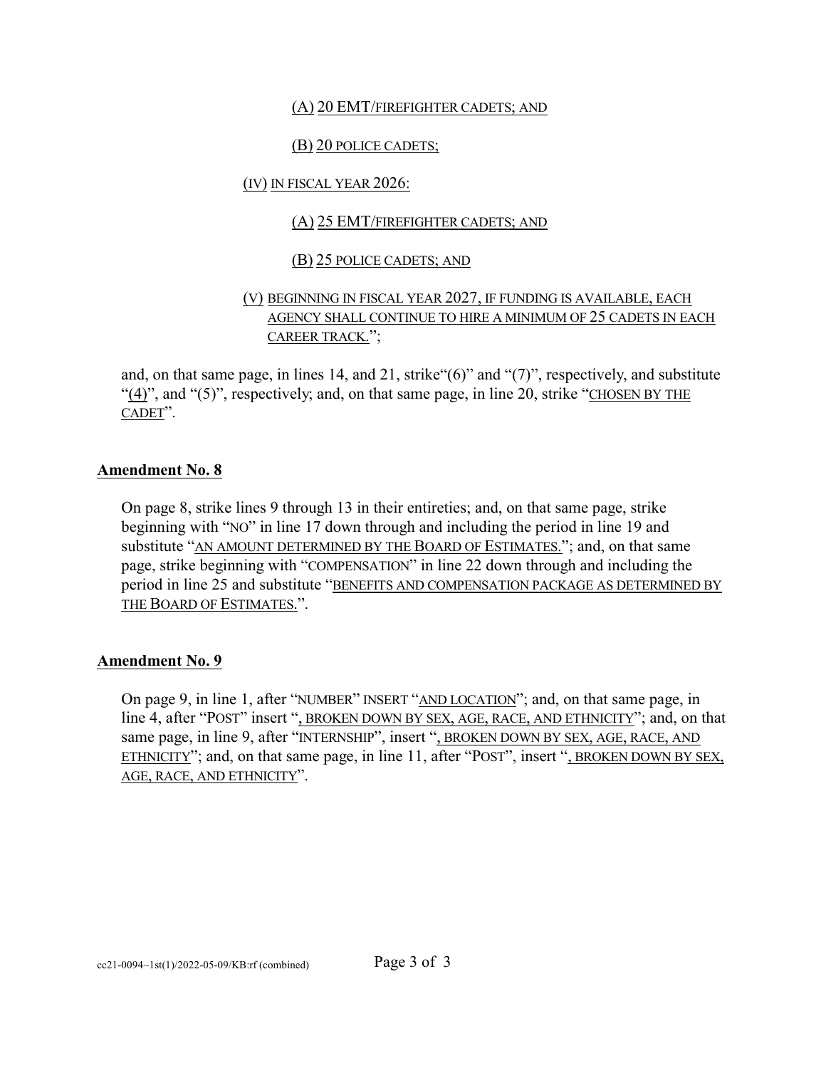(A) 20 EMT/FIREFIGHTER CADETS; AND

(B) 20 POLICE CADETS;

(IV) IN FISCAL YEAR 2026:

(A) 25 EMT/FIREFIGHTER CADETS; AND

(B) 25 POLICE CADETS; AND

(V) BEGINNING IN FISCAL YEAR 2027, IF FUNDING IS AVAILABLE, EACH AGENCY SHALL CONTINUE TO HIRE A MINIMUM OF 25 CADETS IN EACH CAREER TRACK.";

and, on that same page, in lines 14, and 21, strike"(6)" and "(7)", respectively, and substitute "(4)", and "(5)", respectively; and, on that same page, in line 20, strike "CHOSEN BY THE CADET".

## Amendment No. 8

On page 8, strike lines 9 through 13 in their entireties; and, on that same page, strike beginning with "NO" in line 17 down through and including the period in line 19 and substitute "AN AMOUNT DETERMINED BY THE BOARD OF ESTIMATES."; and, on that same page, strike beginning with "COMPENSATION" in line 22 down through and including the period in line 25 and substitute "BENEFITS AND COMPENSATION PACKAGE AS DETERMINED BY THE BOARD OF ESTIMATES.".

## Amendment No. 9

On page 9, in line 1, after "NUMBER" INSERT "AND LOCATION"; and, on that same page, in line 4, after "POST" insert ", BROKEN DOWN BY SEX, AGE, RACE, AND ETHNICITY"; and, on that same page, in line 9, after "INTERNSHIP", insert ", BROKEN DOWN BY SEX, AGE, RACE, AND ETHNICITY"; and, on that same page, in line 11, after "POST", insert ", BROKEN DOWN BY SEX, AGE, RACE, AND ETHNICITY".

cc21-0094~1st(1)/2022-05-09/KB:rf (combined)